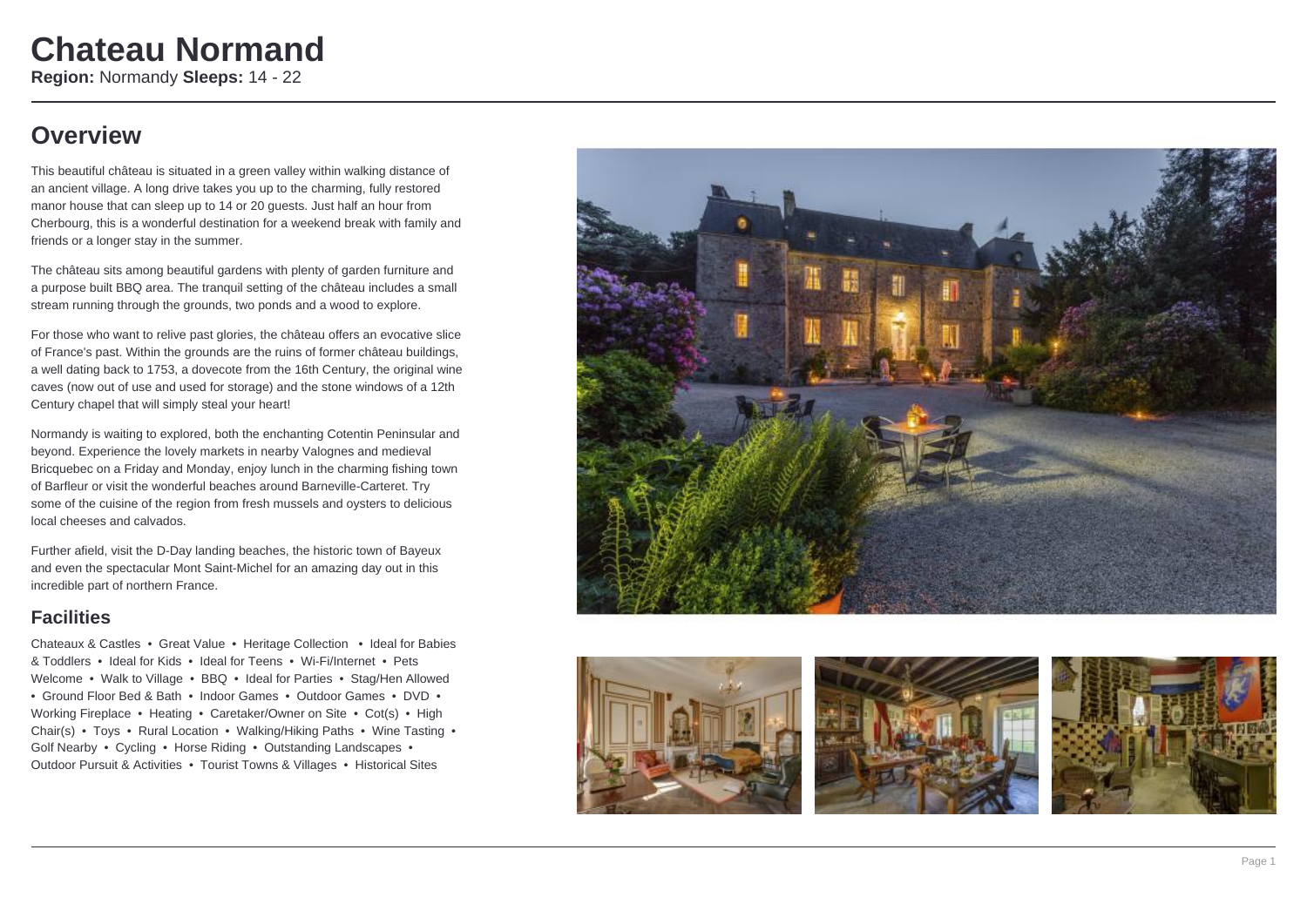# Chateau Normand

**Region:** Normandy **Sleeps:** 14 - 22

## Overview

This beautiful château is situated in a green valley within walking distance of an ancient village. A long drive takes you up to the charming, fully restored manor house that can sleep up to 14 or 20 guests. Just half an hour from Cherbourg, this is a wonderful destination for a weekend break with family and friends or a longer stay in the summer.

The château sits among beautiful gardens with plenty of garden furniture and a purpose built BBQ area. The tranquil setting of the château includes a small stream running through the grounds, two ponds and a wood to explore.

For those who want to relive past glories, the château offers an evocative slice of France's past. Within the grounds are the ruins of former château buildings, a well dating back to 1753, a dovecote from the 16th Century, the original wine caves (now out of use and used for storage) and the stone windows of a 12th Century chapel that will simply steal your heart!

Normandy is waiting to explored, both the enchanting Cotentin Peninsular and beyond. Experience the lovely markets in nearby Valognes and medieval Bricquebec on a Friday and Monday, enjoy lunch in the charming fishing town of Barfleur or visit the wonderful beaches around Barneville-Carteret. Try some of the cuisine of the region from fresh mussels and oysters to delicious local cheeses and calvados.

Further afield, visit the D-Day landing beaches, the historic town of Bayeux and even the spectacular Mont Saint-Michel for an amazing day out in this incredible part of northern France.

## Facilities

Chateaux & Castles • Great Value • Heritage Collection • Ideal for Babies & Toddlers • Ideal for Kids • Ideal for Teens • Wi-Fi/Internet • Pets Welcome • Walk to Village • BBQ • Ideal for Parties • Stag/Hen Allowed • Ground Floor Bed & Bath • Indoor Games • Outdoor Games • DVD • Working Fireplace • Heating • Caretaker/Owner on Site • Cot(s) • High Chair(s) • Toys • Rural Location • Walking/Hiking Paths • Wine Tasting • Golf Nearby • Cycling • Horse Riding • Outstanding Landscapes • Outdoor Pursuit & Activities • Tourist Towns & Villages • Historical Sites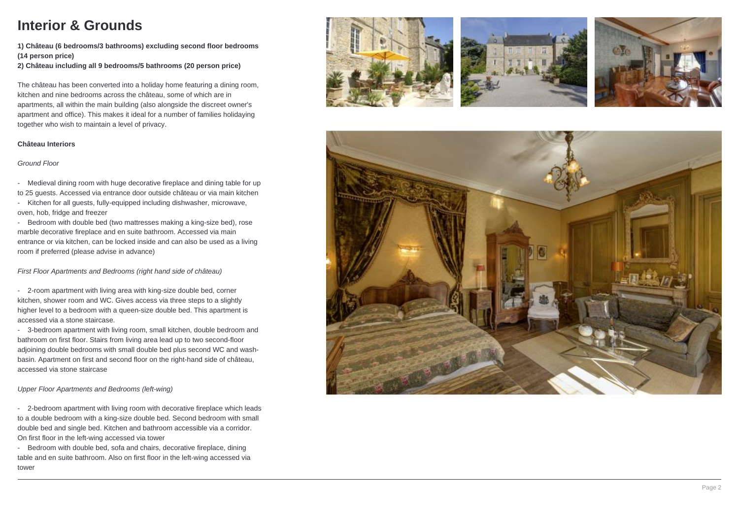# Interior & Grounds

**1) Château (6 bedrooms/3 bathrooms) excluding second floor bedrooms (14 person price)**
**2) Château including all 9 bedrooms/5 bathrooms (20 person price)**

The château has been converted into a holiday home featuring a dining room, kitchen and nine bedrooms across the château, some of which are in apartments, all within the main building (also alongside the discreet owner's apartment and office). This makes it ideal for a number of families holidaying together who wish to maintain a level of privacy.

**Château Interiors**

*Ground Floor*

- Medieval dining room with huge decorative fireplace and dining table for up to 25 guests. Accessed via entrance door outside château or via main kitchen
- Kitchen for all guests, fully-equipped including dishwasher, microwave, oven, hob, fridge and freezer
- Bedroom with double bed (two mattresses making a king-size bed), rose marble decorative fireplace and en suite bathroom. Accessed via main entrance or via kitchen, can be locked inside and can also be used as a living room if preferred (please advise in advance)

*First Floor Apartments and Bedrooms (right hand side of château)*

- 2-room apartment with living area with king-size double bed, corner kitchen, shower room and WC. Gives access via three steps to a slightly higher level to a bedroom with a queen-size double bed. This apartment is accessed via a stone staircase.
- 3-bedroom apartment with living room, small kitchen, double bedroom and bathroom on first floor. Stairs from living area lead up to two second-floor adjoining double bedrooms with small double bed plus second WC and wash-basin. Apartment on first and second floor on the right-hand side of château, accessed via stone staircase

*Upper Floor Apartments and Bedrooms (left-wing)*

- 2-bedroom apartment with living room with decorative fireplace which leads to a double bedroom with a king-size double bed. Second bedroom with small double bed and single bed. Kitchen and bathroom accessible via a corridor. On first floor in the left-wing accessed via tower
- Bedroom with double bed, sofa and chairs, decorative fireplace, dining table and en suite bathroom. Also on first floor in the left-wing accessed via tower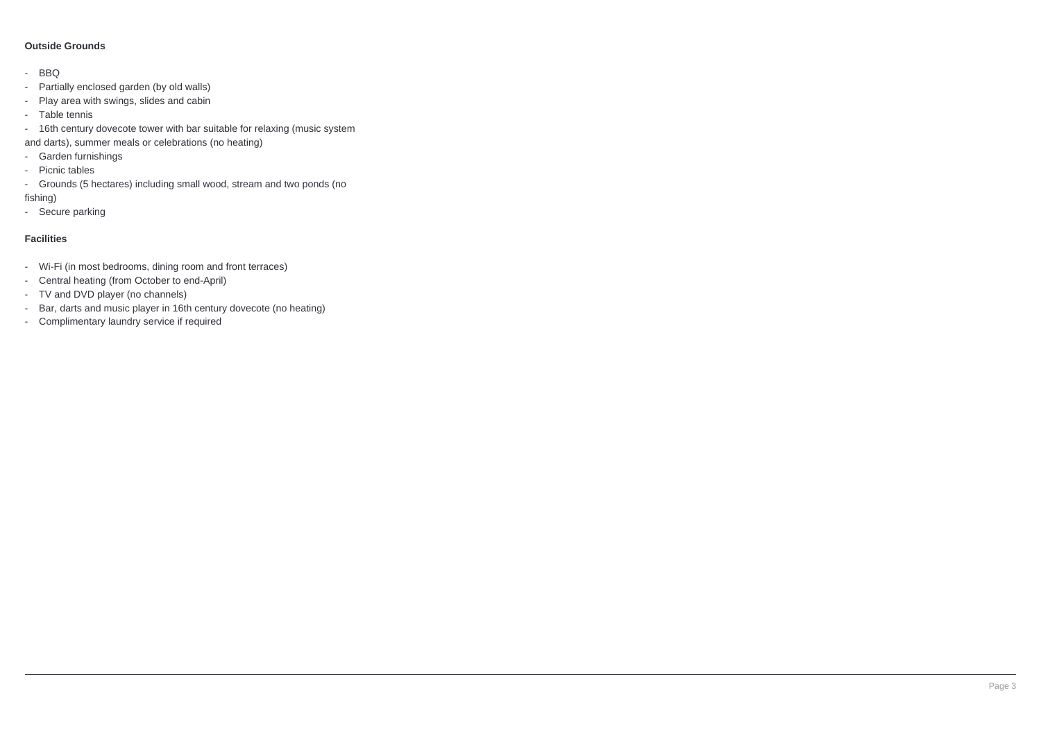**Outside Grounds**

- BBQ
- Partially enclosed garden (by old walls)
- Play area with swings, slides and cabin
- Table tennis
- 16th century dovecote tower with bar suitable for relaxing (music system and darts), summer meals or celebrations (no heating)
- Garden furnishings
- Picnic tables
- Grounds (5 hectares) including small wood, stream and two ponds (no fishing)
- Secure parking

**Facilities**

- Wi-Fi (in most bedrooms, dining room and front terraces)
- Central heating (from October to end-April)
- TV and DVD player (no channels)
- Bar, darts and music player in 16th century dovecote (no heating)
- Complimentary laundry service if required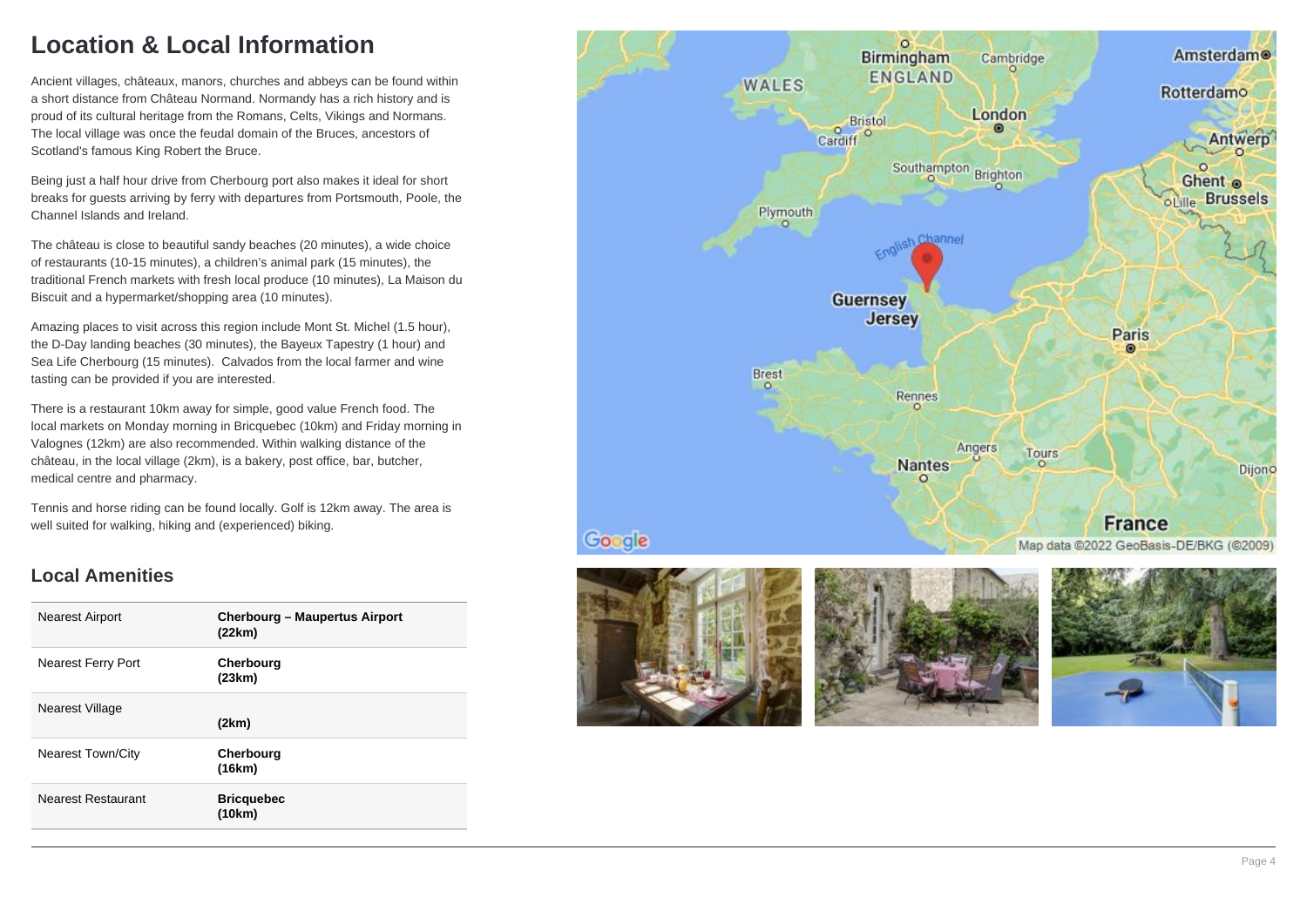# Location & Local Information

Ancient villages, châteaux, manors, churches and abbeys can be found within a short distance from Château Normand. Normandy has a rich history and is proud of its cultural heritage from the Romans, Celts, Vikings and Normans. The local village was once the feudal domain of the Bruces, ancestors of Scotland's famous King Robert the Bruce.

Being just a half hour drive from Cherbourg port also makes it ideal for short breaks for guests arriving by ferry with departures from Portsmouth, Poole, the Channel Islands and Ireland.

The château is close to beautiful sandy beaches (20 minutes), a wide choice of restaurants (10-15 minutes), a children's animal park (15 minutes), the traditional French markets with fresh local produce (10 minutes), La Maison du Biscuit and a hypermarket/shopping area (10 minutes).

Amazing places to visit across this region include Mont St. Michel (1.5 hour), the D-Day landing beaches (30 minutes), the Bayeux Tapestry (1 hour) and Sea Life Cherbourg (15 minutes).  Calvados from the local farmer and wine tasting can be provided if you are interested.

There is a restaurant 10km away for simple, good value French food. The local markets on Monday morning in Bricquebec (10km) and Friday morning in Valognes (12km) are also recommended. Within walking distance of the château, in the local village (2km), is a bakery, post office, bar, butcher, medical centre and pharmacy.

Tennis and horse riding can be found locally. Golf is 12km away. The area is well suited for walking, hiking and (experienced) biking.

## Local Amenities

| | |
|---|---|
| Nearest Airport | **Cherbourg – Maupertus Airport (22km)** |
| Nearest Ferry Port | **Cherbourg (23km)** |
| Nearest Village | **(2km)** |
| Nearest Town/City | **Cherbourg (16km)** |
| Nearest Restaurant | **Bricquebec (10km)** |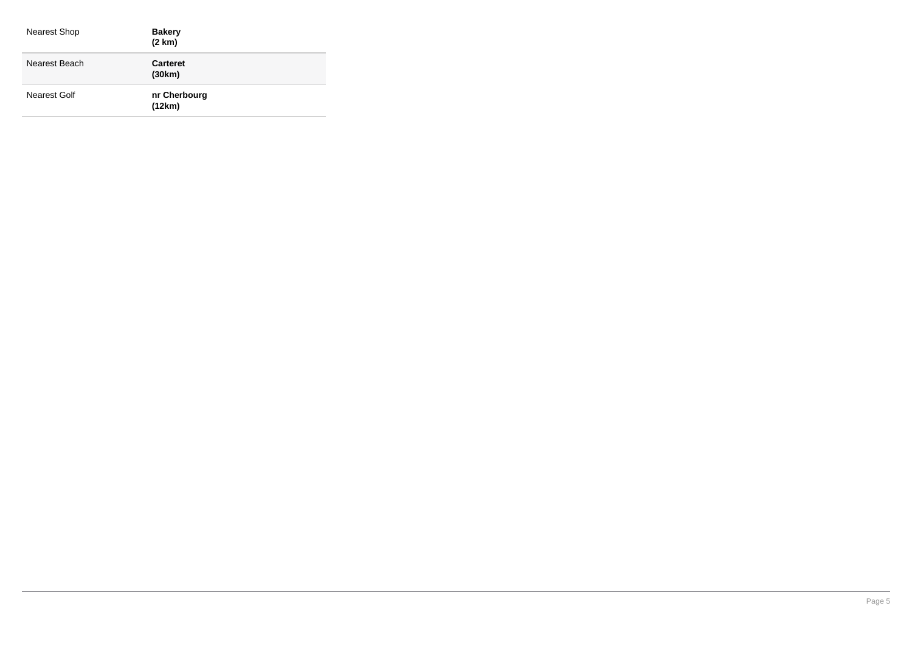| | |
|---|---|
| Nearest Shop | **Bakery (2 km)** |
| Nearest Beach | **Carteret (30km)** |
| Nearest Golf | **nr Cherbourg (12km)** |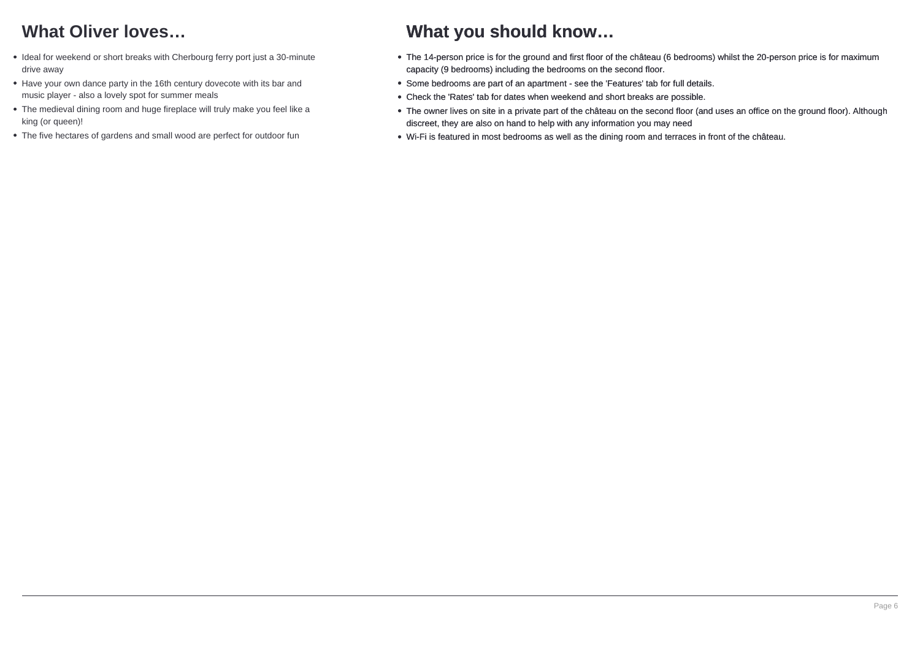## What Oliver loves…

- Ideal for weekend or short breaks with Cherbourg ferry port just a 30-minute drive away
- Have your own dance party in the 16th century dovecote with its bar and music player - also a lovely spot for summer meals
- The medieval dining room and huge fireplace will truly make you feel like a king (or queen)!
- The five hectares of gardens and small wood are perfect for outdoor fun

## What you should know…

- The 14-person price is for the ground and first floor of the château (6 bedrooms) whilst the 20-person price is for maximum capacity (9 bedrooms) including the bedrooms on the second floor.
- Some bedrooms are part of an apartment - see the 'Features' tab for full details.
- Check the 'Rates' tab for dates when weekend and short breaks are possible.
- The owner lives on site in a private part of the château on the second floor (and uses an office on the ground floor). Although discreet, they are also on hand to help with any information you may need
- Wi-Fi is featured in most bedrooms as well as the dining room and terraces in front of the château.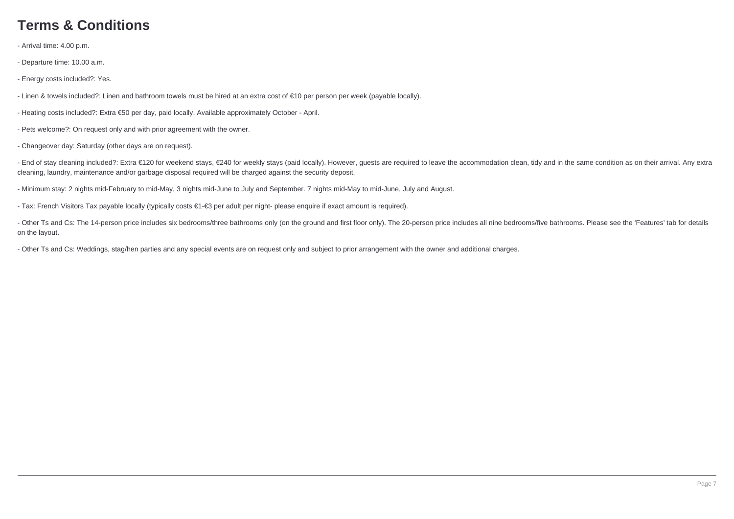# Terms & Conditions

- Arrival time: 4.00 p.m.

- Departure time: 10.00 a.m.

- Energy costs included?: Yes.

- Linen & towels included?: Linen and bathroom towels must be hired at an extra cost of €10 per person per week (payable locally).

- Heating costs included?: Extra €50 per day, paid locally. Available approximately October - April.

- Pets welcome?: On request only and with prior agreement with the owner.

- Changeover day: Saturday (other days are on request).

- End of stay cleaning included?: Extra €120 for weekend stays, €240 for weekly stays (paid locally). However, guests are required to leave the accommodation clean, tidy and in the same condition as on their arrival. Any extra cleaning, laundry, maintenance and/or garbage disposal required will be charged against the security deposit.

- Minimum stay: 2 nights mid-February to mid-May, 3 nights mid-June to July and September. 7 nights mid-May to mid-June, July and August.

- Tax: French Visitors Tax payable locally (typically costs €1-€3 per adult per night- please enquire if exact amount is required).

- Other Ts and Cs: The 14-person price includes six bedrooms/three bathrooms only (on the ground and first floor only). The 20-person price includes all nine bedrooms/five bathrooms. Please see the 'Features' tab for details on the layout.

- Other Ts and Cs: Weddings, stag/hen parties and any special events are on request only and subject to prior arrangement with the owner and additional charges.